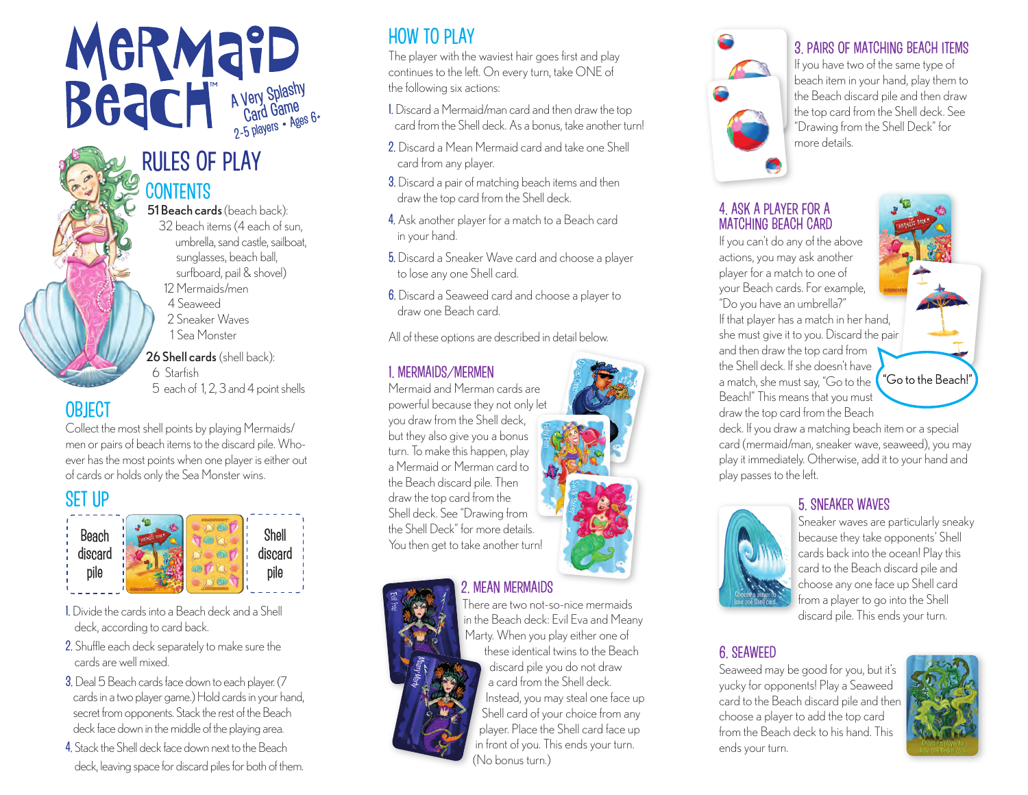# Mermaid Beach™

A Very Splashy Card Game
2-5 players • Ages 6+

## RULES OF PLAY

### CONTENTS

**51 Beach cards** (beach back):
- 32 beach items (4 each of sun, umbrella, sand castle, sailboat, sunglasses, beach ball, surfboard, pail & shovel)
- 12 Mermaids/men
- 4 Seaweed
- 2 Sneaker Waves
- 1 Sea Monster

**26 Shell cards** (shell back):
- 6 Starfish
- 5 each of 1, 2, 3 and 4 point shells

### OBJECT

Collect the most shell points by playing Mermaids/men or pairs of beach items to the discard pile. Whoever has the most points when one player is either out of cards or holds only the Sea Monster wins.

### SET UP

Beach discard pile | Shell discard pile

1. Divide the cards into a Beach deck and a Shell deck, according to card back.
2. Shuffle each deck separately to make sure the cards are well mixed.
3. Deal 5 Beach cards face down to each player. (7 cards in a two player game.) Hold cards in your hand, secret from opponents. Stack the rest of the Beach deck face down in the middle of the playing area.
4. Stack the Shell deck face down next to the Beach deck, leaving space for discard piles for both of them.

## HOW TO PLAY

The player with the waviest hair goes first and play continues to the left. On every turn, take ONE of the following six actions:

1. Discard a Mermaid/man card and then draw the top card from the Shell deck. As a bonus, take another turn!
2. Discard a Mean Mermaid card and take one Shell card from any player.
3. Discard a pair of matching beach items and then draw the top card from the Shell deck.
4. Ask another player for a match to a Beach card in your hand.
5. Discard a Sneaker Wave card and choose a player to lose any one Shell card.
6. Discard a Seaweed card and choose a player to draw one Beach card.

All of these options are described in detail below.

### 1. MERMAIDS/MERMEN

Mermaid and Merman cards are powerful because they not only let you draw from the Shell deck, but they also give you a bonus turn. To make this happen, play a Mermaid or Merman card to the Beach discard pile. Then draw the top card from the Shell deck. See "Drawing from the Shell Deck" for more details. You then get to take another turn!

### 2. MEAN MERMAIDS

There are two not-so-nice mermaids in the Beach deck: Evil Eva and Meany Marty. When you play either one of these identical twins to the Beach discard pile you do not draw a card from the Shell deck. Instead, you may steal one face up Shell card of your choice from any player. Place the Shell card face up in front of you. This ends your turn. (No bonus turn.)

### 3. PAIRS OF MATCHING BEACH ITEMS

If you have two of the same type of beach item in your hand, play them to the Beach discard pile and then draw the top card from the Shell deck. See "Drawing from the Shell Deck" for more details.

### 4. ASK A PLAYER FOR A MATCHING BEACH CARD

If you can't do any of the above actions, you may ask another player for a match to one of your Beach cards. For example, "Do you have an umbrella?" If that player has a match in her hand, she must give it to you. Discard the pair and then draw the top card from the Shell deck. If she doesn't have a match, she must say, "Go to the Beach!" This means that you must draw the top card from the Beach deck. If you draw a matching beach item or a special card (mermaid/man, sneaker wave, seaweed), you may play it immediately. Otherwise, add it to your hand and play passes to the left.

"Go to the Beach!"

### 5. SNEAKER WAVES

Sneaker waves are particularly sneaky because they take opponents' Shell cards back into the ocean! Play this card to the Beach discard pile and choose any one face up Shell card from a player to go into the Shell discard pile. This ends your turn.

### 6. SEAWEED

Seaweed may be good for you, but it's yucky for opponents! Play a Seaweed card to the Beach discard pile and then choose a player to add the top card from the Beach deck to his hand. This ends your turn.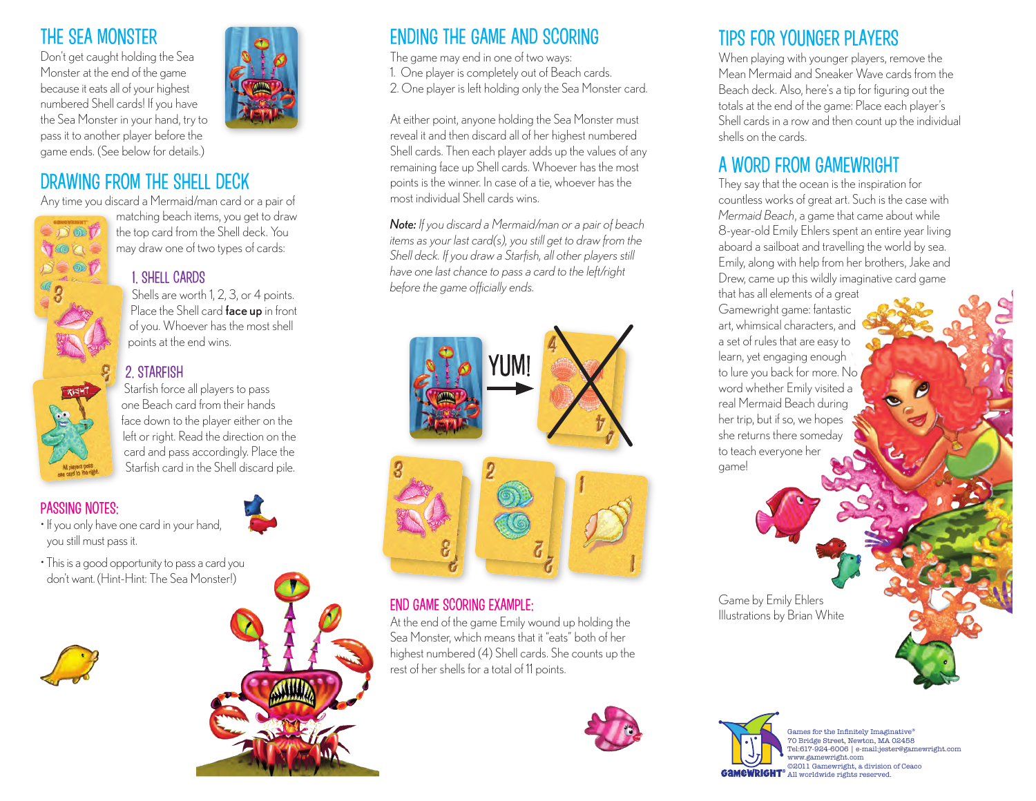## THE SEA MONSTER

Don't get caught holding the Sea Monster at the end of the game because it eats all of your highest numbered Shell cards! If you have the Sea Monster in your hand, try to pass it to another player before the game ends. (See below for details.)

## DRAWING FROM THE SHELL DECK

Any time you discard a Mermaid/man card or a pair of matching beach items, you get to draw the top card from the Shell deck. You may draw one of two types of cards:

### 1. SHELL CARDS

Shells are worth 1, 2, 3, or 4 points. Place the Shell card **face up** in front of you. Whoever has the most shell points at the end wins.

### 2. STARFISH

Starfish force all players to pass one Beach card from their hands face down to the player either on the left or right. Read the direction on the card and pass accordingly. Place the Starfish card in the Shell discard pile.

### PASSING NOTES:

- If you only have one card in your hand, you still must pass it.
- This is a good opportunity to pass a card you don't want. (Hint-Hint: The Sea Monster!)

## ENDING THE GAME AND SCORING

The game may end in one of two ways:

1. One player is completely out of Beach cards.
2. One player is left holding only the Sea Monster card.

At either point, anyone holding the Sea Monster must reveal it and then discard all of her highest numbered Shell cards. Then each player adds up the values of any remaining face up Shell cards. Whoever has the most points is the winner. In case of a tie, whoever has the most individual Shell cards wins.

***Note:*** *If you discard a Mermaid/man or a pair of beach items as your last card(s), you still get to draw from the Shell deck. If you draw a Starfish, all other players still have one last chance to pass a card to the left/right before the game officially ends.*

### END GAME SCORING EXAMPLE:

At the end of the game Emily wound up holding the Sea Monster, which means that it "eats" both of her highest numbered (4) Shell cards. She counts up the rest of her shells for a total of 11 points.

## TIPS FOR YOUNGER PLAYERS

When playing with younger players, remove the Mean Mermaid and Sneaker Wave cards from the Beach deck. Also, here's a tip for figuring out the totals at the end of the game: Place each player's Shell cards in a row and then count up the individual shells on the cards.

## A WORD FROM GAMEWRIGHT

They say that the ocean is the inspiration for countless works of great art. Such is the case with *Mermaid Beach*, a game that came about while 8-year-old Emily Ehlers spent an entire year living aboard a sailboat and travelling the world by sea. Emily, along with help from her brothers, Jake and Drew, came up this wildly imaginative card game that has all elements of a great Gamewright game: fantastic art, whimsical characters, and a set of rules that are easy to learn, yet engaging enough to lure you back for more. No word whether Emily visited a real Mermaid Beach during her trip, but if so, we hopes she returns there someday to teach everyone her game!

Game by Emily Ehlers
Illustrations by Brian White

Games for the Infinitely Imaginative®
70 Bridge Street, Newton, MA 02458
Tel:617-924-6006 | e-mail:jester@gamewright.com
www.gamewright.com
©2011 Gamewright, a division of Ceaco
All worldwide rights reserved.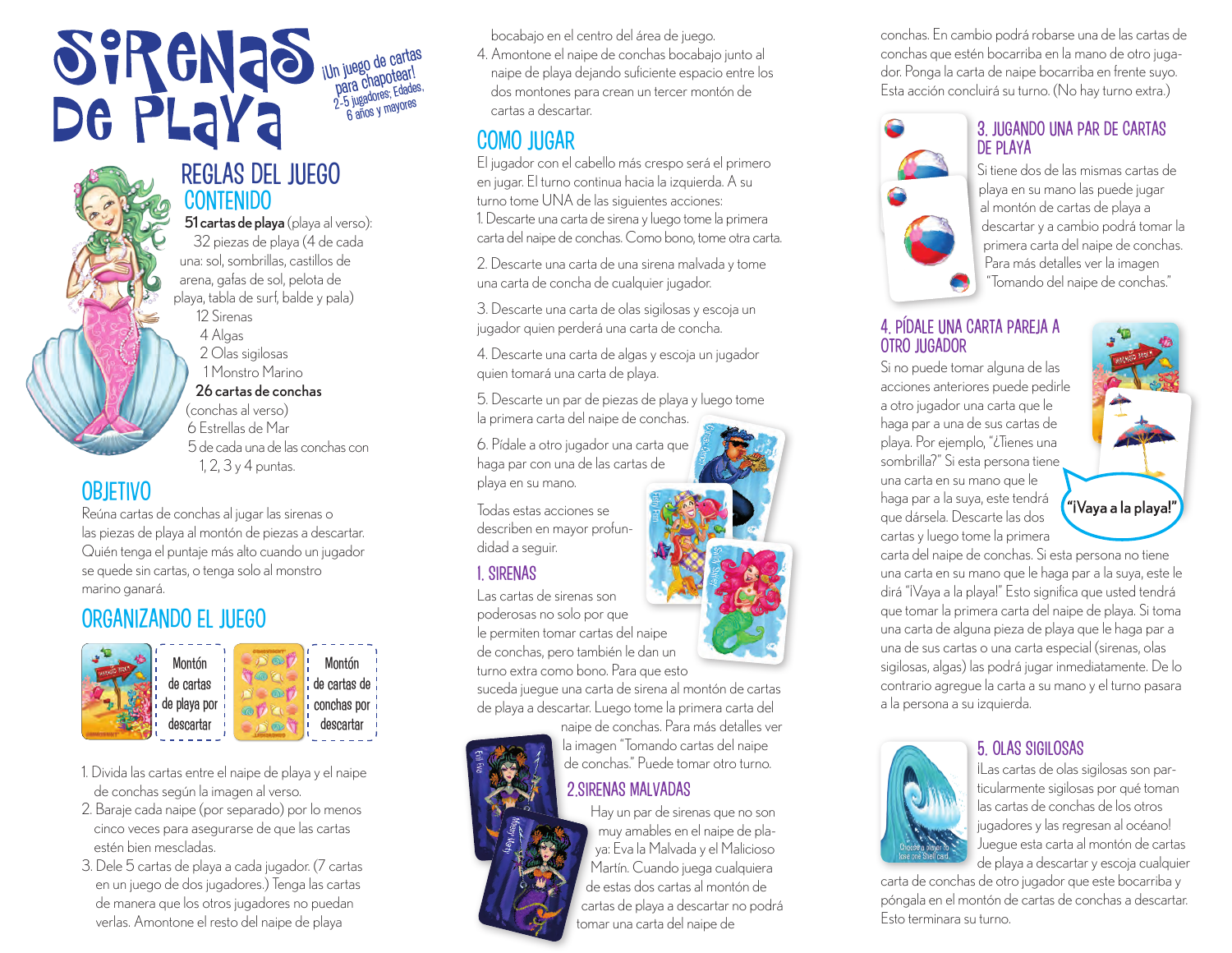# SIRENAS DE PLAYA

¡Un juego de cartas para chapotear! 2-5 jugadores; Edades, 6 años y mayores

## REGLAS DEL JUEGO

### CONTENIDO

**51 cartas de playa** (playa al verso):
32 piezas de playa (4 de cada una: sol, sombrillas, castillos de arena, gafas de sol, pelota de playa, tabla de surf, balde y pala)
12 Sirenas
4 Algas
2 Olas sigilosas
1 Monstro Marino
**26 cartas de conchas** (conchas al verso)
6 Estrellas de Mar
5 de cada una de las conchas con 1, 2, 3 y 4 puntas.

## OBJETIVO

Reúna cartas de conchas al jugar las sirenas o las piezas de playa al montón de piezas a descartar. Quién tenga el puntaje más alto cuando un jugador se quede sin cartas, o tenga solo al monstro marino ganará.

## ORGANIZANDO EL JUEGO

Montón de cartas de playa por descartar

Montón de cartas de conchas por descartar

1. Divida las cartas entre el naipe de playa y el naipe de conchas según la imagen al verso.
2. Baraje cada naipe (por separado) por lo menos cinco veces para asegurarse de que las cartas estén bien mescladas.
3. Dele 5 cartas de playa a cada jugador. (7 cartas en un juego de dos jugadores.) Tenga las cartas de manera que los otros jugadores no puedan verlas. Amontone el resto del naipe de playa bocabajo en el centro del área de juego.
4. Amontone el naipe de conchas bocabajo junto al naipe de playa dejando suficiente espacio entre los dos montones para crean un tercer montón de cartas a descartar.

## COMO JUGAR

El jugador con el cabello más crespo será el primero en jugar. El turno continua hacia la izquierda. A su turno tome UNA de las siguientes acciones:

1. Descarte una carta de sirena y luego tome la primera carta del naipe de conchas. Como bono, tome otra carta.

2. Descarte una carta de una sirena malvada y tome una carta de concha de cualquier jugador.

3. Descarte una carta de olas sigilosas y escoja un jugador quien perderá una carta de concha.

4. Descarte una carta de algas y escoja un jugador quien tomará una carta de playa.

5. Descarte un par de piezas de playa y luego tome la primera carta del naipe de conchas.

6. Pídale a otro jugador una carta que haga par con una de las cartas de playa en su mano.

Todas estas acciones se describen en mayor profundidad a seguir.

### 1. SIRENAS

Las cartas de sirenas son poderosas no solo por que le permiten tomar cartas del naipe de conchas, pero también le dan un turno extra como bono. Para que esto suceda juegue una carta de sirena al montón de cartas de playa a descartar. Luego tome la primera carta del naipe de conchas. Para más detalles ver la imagen "Tomando cartas del naipe de conchas." Puede tomar otro turno.

### 2.SIRENAS MALVADAS

Hay un par de sirenas que no son muy amables en el naipe de playa: Eva la Malvada y el Malicioso Martín. Cuando juega cualquiera de estas dos cartas al montón de cartas de playa a descartar no podrá tomar una carta del naipe de conchas. En cambio podrá robarse una de las cartas de conchas que estén bocarriba en la mano de otro jugador. Ponga la carta de naipe bocarriba en frente suyo. Esta acción concluirá su turno. (No hay turno extra.)

### 3. JUGANDO UNA PAR DE CARTAS DE PLAYA

Si tiene dos de las mismas cartas de playa en su mano las puede jugar al montón de cartas de playa a descartar y a cambio podrá tomar la primera carta del naipe de conchas. Para más detalles ver la imagen "Tomando del naipe de conchas."

### 4. PÍDALE UNA CARTA PAREJA A OTRO JUGADOR

Si no puede tomar alguna de las acciones anteriores puede pedirle a otro jugador una carta que le haga par a una de sus cartas de playa. Por ejemplo, "¿Tienes una sombrilla?" Si esta persona tiene una carta en su mano que le haga par a la suya, este tendrá que dársela. Descarte las dos cartas y luego tome la primera carta del naipe de conchas. Si esta persona no tiene una carta en su mano que le haga par a la suya, este le dirá "¡Vaya a la playa!" Esto significa que usted tendrá que tomar la primera carta del naipe de playa. Si toma una carta de alguna pieza de playa que le haga par a una de sus cartas o una carta especial (sirenas, olas sigilosas, algas) las podrá jugar inmediatamente. De lo contrario agregue la carta a su mano y el turno pasara a la persona a su izquierda.

**"¡Vaya a la playa!"**

### 5. OLAS SIGILOSAS

¡Las cartas de olas sigilosas son particularmente sigilosas por qué toman las cartas de conchas de los otros jugadores y las regresan al océano! Juegue esta carta al montón de cartas de playa a descartar y escoja cualquier carta de conchas de otro jugador que este bocarriba y póngala en el montón de cartas de conchas a descartar. Esto terminara su turno.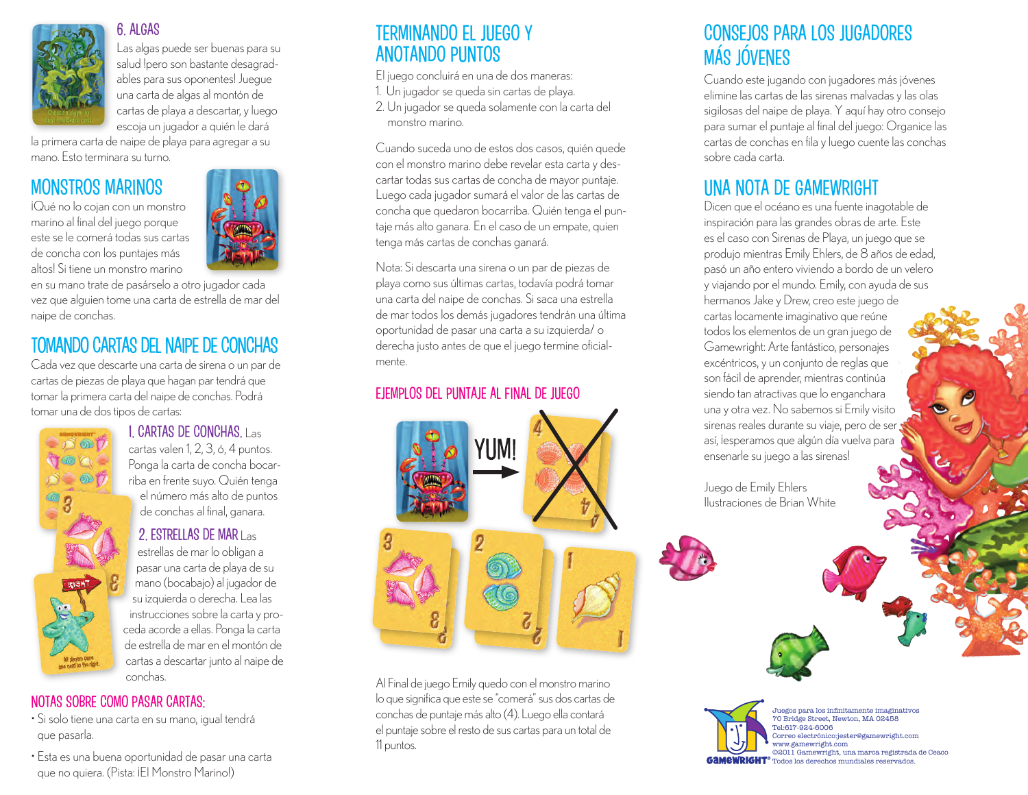## 6. ALGAS

Las algas puede ser buenas para su salud !pero son bastante desagradables para sus oponentes! Juegue una carta de algas al montón de cartas de playa a descartar, y luego escoja un jugador a quién le dará la primera carta de naipe de playa para agregar a su mano. Esto terminara su turno.

## MONSTROS MARINOS

¡Qué no lo cojan con un monstro marino al final del juego porque este se le comerá todas sus cartas de concha con los puntajes más altos! Si tiene un monstro marino en su mano trate de pasárselo a otro jugador cada vez que alguien tome una carta de estrella de mar del naipe de conchas.

## TOMANDO CARTAS DEL NAIPE DE CONCHAS

Cada vez que descarte una carta de sirena o un par de cartas de piezas de playa que hagan par tendrá que tomar la primera carta del naipe de conchas. Podrá tomar una de dos tipos de cartas:

1. **CARTAS DE CONCHAS.** Las cartas valen 1, 2, 3, ó, 4 puntos. Ponga la carta de concha bocarriba en frente suyo. Quién tenga el número más alto de puntos de conchas al final, ganara.

2. **ESTRELLAS DE MAR** Las estrellas de mar lo obligan a pasar una carta de playa de su mano (bocabajo) al jugador de su izquierda o derecha. Lea las instrucciones sobre la carta y proceda acorde a ellas. Ponga la carta de estrella de mar en el montón de cartas a descartar junto al naipe de conchas.

## NOTAS SOBRE COMO PASAR CARTAS:

- Si solo tiene una carta en su mano, igual tendrá que pasarla.
- Esta es una buena oportunidad de pasar una carta que no quiera. (Pista: ¡El Monstro Marino!)

## TERMINANDO EL JUEGO Y ANOTANDO PUNTOS

El juego concluirá en una de dos maneras:

1. Un jugador se queda sin cartas de playa.
2. Un jugador se queda solamente con la carta del monstro marino.

Cuando suceda uno de estos dos casos, quién quede con el monstro marino debe revelar esta carta y descartar todas sus cartas de concha de mayor puntaje. Luego cada jugador sumará el valor de las cartas de concha que quedaron bocarriba. Quién tenga el puntaje más alto ganara. En el caso de un empate, quien tenga más cartas de conchas ganará.

Nota: Si descarta una sirena o un par de piezas de playa como sus últimas cartas, todavía podrá tomar una carta del naipe de conchas. Si saca una estrella de mar todos los demás jugadores tendrán una última oportunidad de pasar una carta a su izquierda/ o derecha justo antes de que el juego termine oficialmente.

### EJEMPLOS DEL PUNTAJE AL FINAL DE JUEGO

YUM!

Al Final de juego Emily quedo con el monstro marino lo que significa que este se "comerá" sus dos cartas de conchas de puntaje más alto (4). Luego ella contará el puntaje sobre el resto de sus cartas para un total de 11 puntos.

## CONSEJOS PARA LOS JUGADORES MÁS JÓVENES

Cuando este jugando con jugadores más jóvenes elimine las cartas de las sirenas malvadas y las olas sigilosas del naipe de playa. Y aquí hay otro consejo para sumar el puntaje al final del juego: Organice las cartas de conchas en fila y luego cuente las conchas sobre cada carta.

## UNA NOTA DE GAMEWRIGHT

Dicen que el océano es una fuente inagotable de inspiración para las grandes obras de arte. Este es el caso con Sirenas de Playa, un juego que se produjo mientras Emily Ehlers, de 8 años de edad, pasó un año entero viviendo a bordo de un velero y viajando por el mundo. Emily, con ayuda de sus hermanos Jake y Drew, creo este juego de cartas locamente imaginativo que reúne todos los elementos de un gran juego de Gamewright: Arte fantástico, personajes excéntricos, y un conjunto de reglas que son fácil de aprender, mientras continúa siendo tan atractivas que lo enganchara una y otra vez. No sabemos si Emily visito sirenas reales durante su viaje, pero de ser así, ¡esperamos que algún día vuelva para ensenarle su juego a las sirenas!

Juego de Emily Ehlers
Ilustraciones de Brian White

Juegos para los infinitamente imaginativos
70 Bridge Street, Newton, MA 02458
Tel:617-924-6006
Correo electrónico:jester@gamewright.com
www.gamewright.com
©2011 Gamewright, una marca registrada de Ceaco
Todos los derechos mundiales reservados.